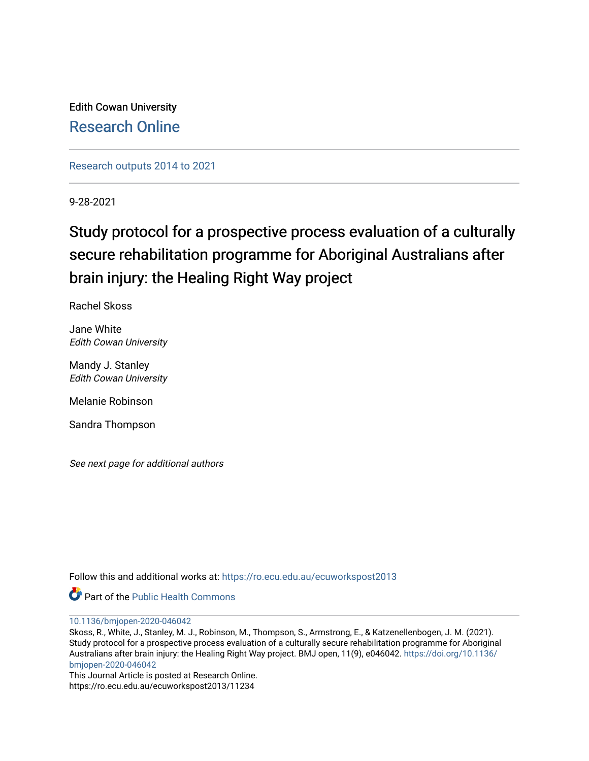Edith Cowan University

Research Online

Research outputs 2014 to 2021

9-28-2021

# Study protocol for a prospective process evaluation of a culturally secure rehabilitation programme for Aboriginal Australians after brain injury: the Healing Right Way project

Rachel Skoss

Jane White
*Edith Cowan University*

Mandy J. Stanley
*Edith Cowan University*

Melanie Robinson

Sandra Thompson

*See next page for additional authors*

Follow this and additional works at: https://ro.ecu.edu.au/ecuworkspost2013

Part of the Public Health Commons

10.1136/bmjopen-2020-046042

Skoss, R., White, J., Stanley, M. J., Robinson, M., Thompson, S., Armstrong, E., & Katzenellenbogen, J. M. (2021). Study protocol for a prospective process evaluation of a culturally secure rehabilitation programme for Aboriginal Australians after brain injury: the Healing Right Way project. BMJ open, 11(9), e046042. https://doi.org/10.1136/bmjopen-2020-046042

This Journal Article is posted at Research Online.
https://ro.ecu.edu.au/ecuworkspost2013/11234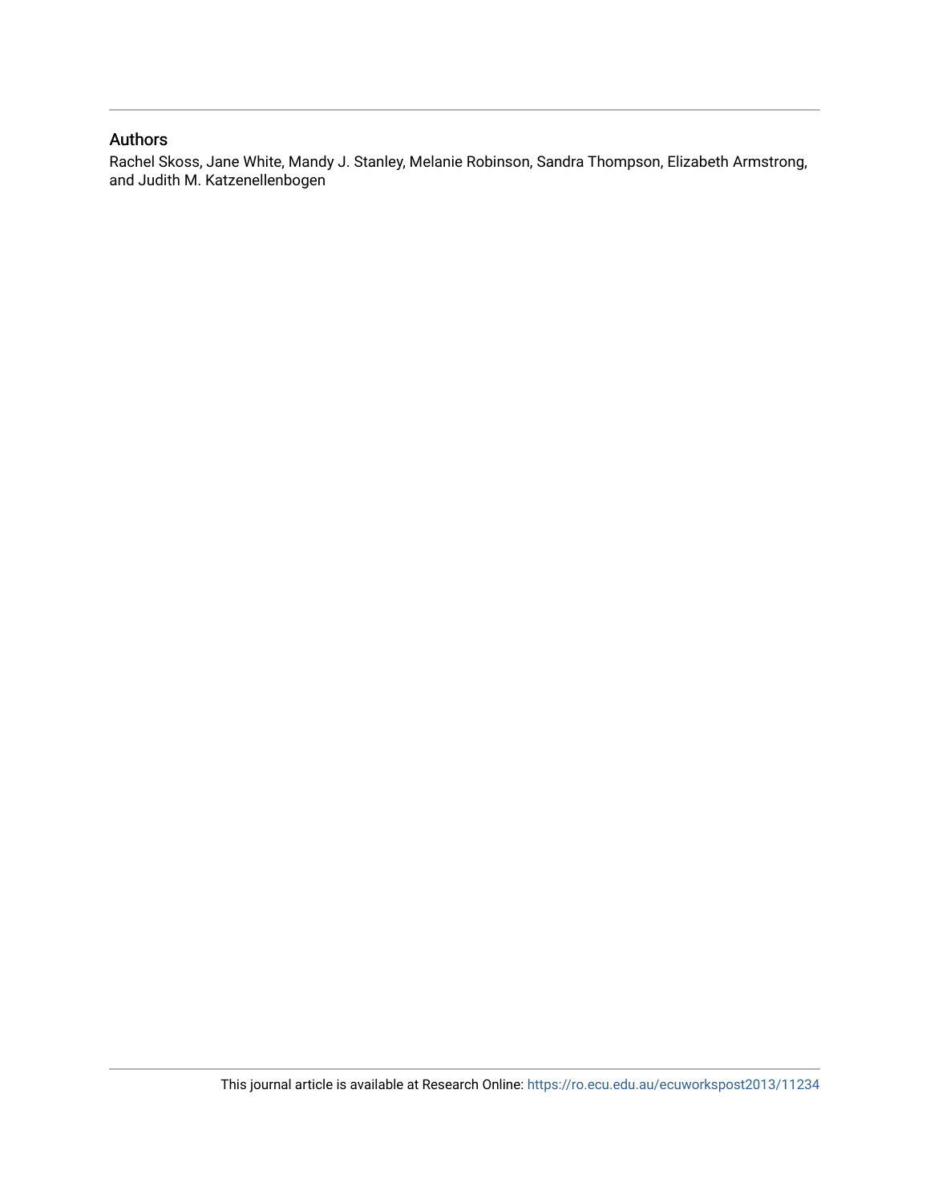## Authors

Rachel Skoss, Jane White, Mandy J. Stanley, Melanie Robinson, Sandra Thompson, Elizabeth Armstrong, and Judith M. Katzenellenbogen

This journal article is available at Research Online: https://ro.ecu.edu.au/ecuworkspost2013/11234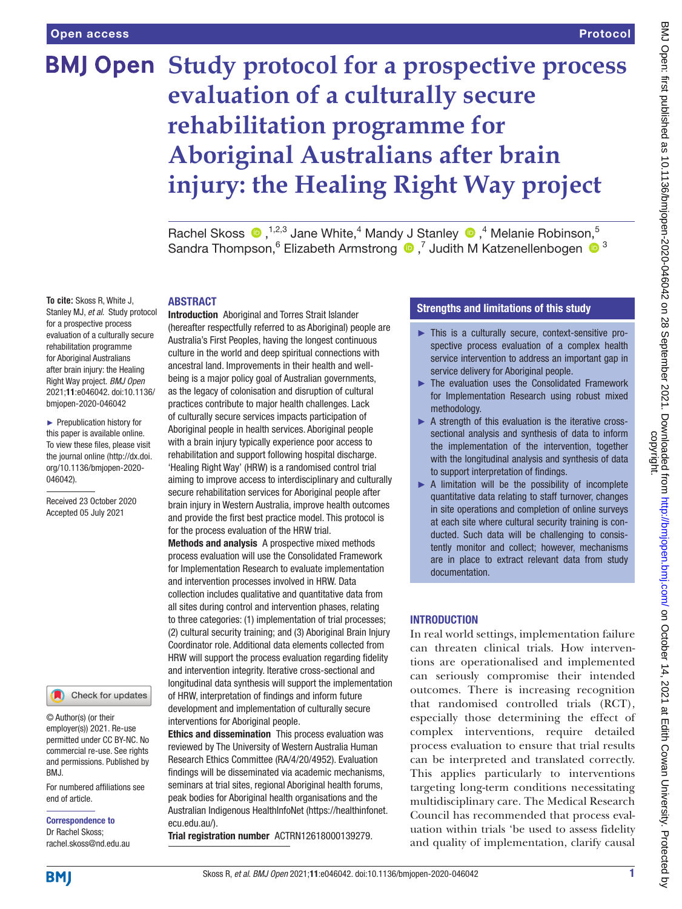Open access

Protocol

# Study protocol for a prospective process evaluation of a culturally secure rehabilitation programme for Aboriginal Australians after brain injury: the Healing Right Way project

Rachel Skoss [1,2,3], Jane White,[4] Mandy J Stanley [4], Melanie Robinson,[5] Sandra Thompson,[6] Elizabeth Armstrong [7], Judith M Katzenellenbogen [3]

**To cite:** Skoss R, White J, Stanley MJ, *et al*. Study protocol for a prospective process evaluation of a culturally secure rehabilitation programme for Aboriginal Australians after brain injury: the Healing Right Way project. *BMJ Open* 2021;**11**:e046042. doi:10.1136/bmjopen-2020-046042

► Prepublication history for this paper is available online. To view these files, please visit the journal online (http://dx.doi.org/10.1136/bmjopen-2020-046042).

Received 23 October 2020
Accepted 05 July 2021

© Author(s) (or their employer(s)) 2021. Re-use permitted under CC BY-NC. No commercial re-use. See rights and permissions. Published by BMJ.

For numbered affiliations see end of article.

**Correspondence to**
Dr Rachel Skoss;
rachel.skoss@nd.edu.au

## ABSTRACT

**Introduction** Aboriginal and Torres Strait Islander (hereafter respectfully referred to as Aboriginal) people are Australia's First Peoples, having the longest continuous culture in the world and deep spiritual connections with ancestral land. Improvements in their health and well-being is a major policy goal of Australian governments, as the legacy of colonisation and disruption of cultural practices contribute to major health challenges. Lack of culturally secure services impacts participation of Aboriginal people in health services. Aboriginal people with a brain injury typically experience poor access to rehabilitation and support following hospital discharge. 'Healing Right Way' (HRW) is a randomised control trial aiming to improve access to interdisciplinary and culturally secure rehabilitation services for Aboriginal people after brain injury in Western Australia, improve health outcomes and provide the first best practice model. This protocol is for the process evaluation of the HRW trial.

**Methods and analysis** A prospective mixed methods process evaluation will use the Consolidated Framework for Implementation Research to evaluate implementation and intervention processes involved in HRW. Data collection includes qualitative and quantitative data from all sites during control and intervention phases, relating to three categories: (1) implementation of trial processes; (2) cultural security training; and (3) Aboriginal Brain Injury Coordinator role. Additional data elements collected from HRW will support the process evaluation regarding fidelity and intervention integrity. Iterative cross-sectional and longitudinal data synthesis will support the implementation of HRW, interpretation of findings and inform future development and implementation of culturally secure interventions for Aboriginal people.

**Ethics and dissemination** This process evaluation was reviewed by The University of Western Australia Human Research Ethics Committee (RA/4/20/4952). Evaluation findings will be disseminated via academic mechanisms, seminars at trial sites, regional Aboriginal health forums, peak bodies for Aboriginal health organisations and the Australian Indigenous HealthInfoNet (https://healthinfonet.ecu.edu.au/).

**Trial registration number** ACTRN12618000139279.

## Strengths and limitations of this study

- ► This is a culturally secure, context-sensitive prospective process evaluation of a complex health service intervention to address an important gap in service delivery for Aboriginal people.
- ► The evaluation uses the Consolidated Framework for Implementation Research using robust mixed methodology.
- ► A strength of this evaluation is the iterative cross-sectional analysis and synthesis of data to inform the implementation of the intervention, together with the longitudinal analysis and synthesis of data to support interpretation of findings.
- ► A limitation will be the possibility of incomplete quantitative data relating to staff turnover, changes in site operations and completion of online surveys at each site where cultural security training is conducted. Such data will be challenging to consistently monitor and collect; however, mechanisms are in place to extract relevant data from study documentation.

## INTRODUCTION

In real world settings, implementation failure can threaten clinical trials. How interventions are operationalised and implemented can seriously compromise their intended outcomes. There is increasing recognition that randomised controlled trials (RCT), especially those determining the effect of complex interventions, require detailed process evaluation to ensure that trial results can be interpreted and translated correctly. This applies particularly to interventions targeting long-term conditions necessitating multidisciplinary care. The Medical Research Council has recommended that process evaluation within trials 'be used to assess fidelity and quality of implementation, clarify causal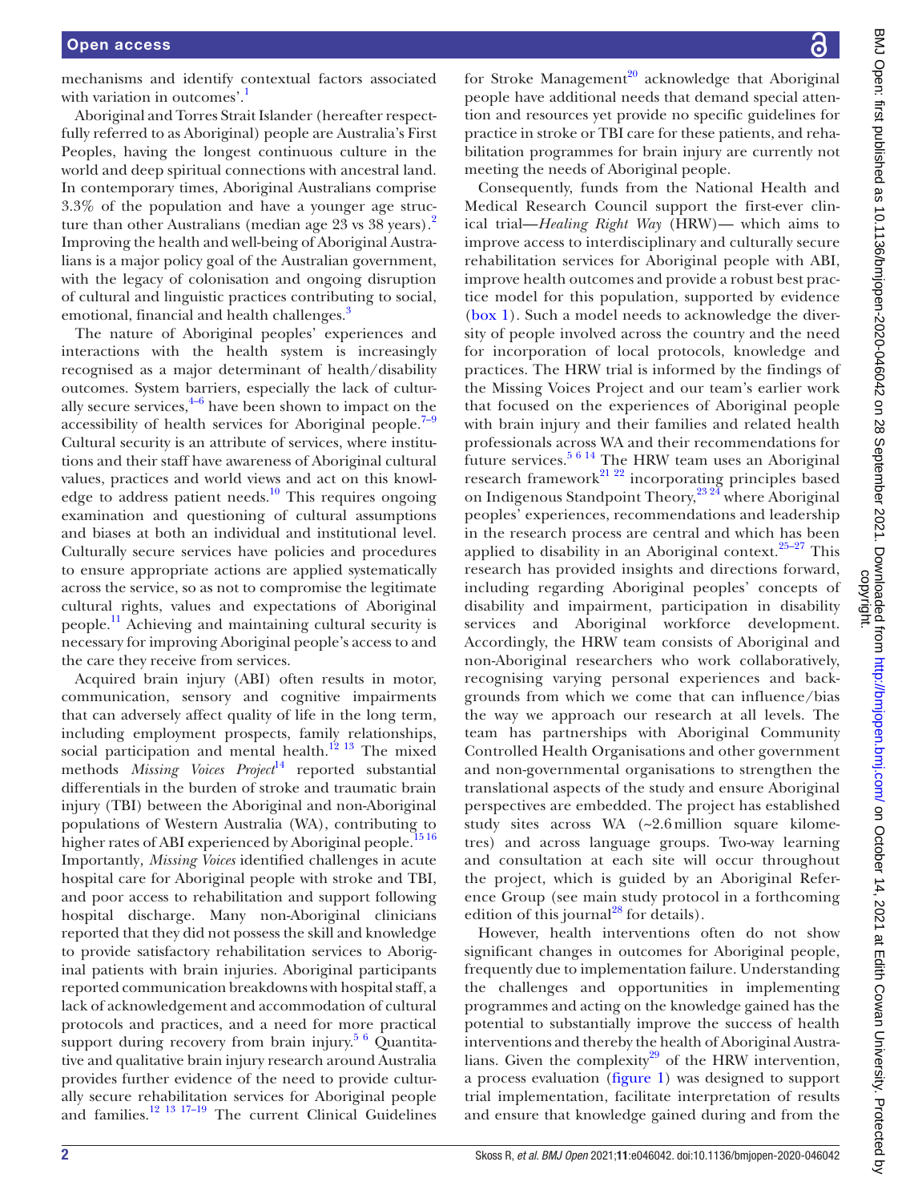mechanisms and identify contextual factors associated with variation in outcomes'.[1]

Aboriginal and Torres Strait Islander (hereafter respectfully referred to as Aboriginal) people are Australia's First Peoples, having the longest continuous culture in the world and deep spiritual connections with ancestral land. In contemporary times, Aboriginal Australians comprise 3.3% of the population and have a younger age structure than other Australians (median age 23 vs 38 years).[2] Improving the health and well-being of Aboriginal Australians is a major policy goal of the Australian government, with the legacy of colonisation and ongoing disruption of cultural and linguistic practices contributing to social, emotional, financial and health challenges.[3]

The nature of Aboriginal peoples' experiences and interactions with the health system is increasingly recognised as a major determinant of health/disability outcomes. System barriers, especially the lack of culturally secure services,[4–6] have been shown to impact on the accessibility of health services for Aboriginal people.[7–9] Cultural security is an attribute of services, where institutions and their staff have awareness of Aboriginal cultural values, practices and world views and act on this knowledge to address patient needs.[10] This requires ongoing examination and questioning of cultural assumptions and biases at both an individual and institutional level. Culturally secure services have policies and procedures to ensure appropriate actions are applied systematically across the service, so as not to compromise the legitimate cultural rights, values and expectations of Aboriginal people.[11] Achieving and maintaining cultural security is necessary for improving Aboriginal people's access to and the care they receive from services.

Acquired brain injury (ABI) often results in motor, communication, sensory and cognitive impairments that can adversely affect quality of life in the long term, including employment prospects, family relationships, social participation and mental health.[12 13] The mixed methods *Missing Voices Project*[14] reported substantial differentials in the burden of stroke and traumatic brain injury (TBI) between the Aboriginal and non-Aboriginal populations of Western Australia (WA), contributing to higher rates of ABI experienced by Aboriginal people.[15 16] Importantly, *Missing Voices* identified challenges in acute hospital care for Aboriginal people with stroke and TBI, and poor access to rehabilitation and support following hospital discharge. Many non-Aboriginal clinicians reported that they did not possess the skill and knowledge to provide satisfactory rehabilitation services to Aboriginal patients with brain injuries. Aboriginal participants reported communication breakdowns with hospital staff, a lack of acknowledgement and accommodation of cultural protocols and practices, and a need for more practical support during recovery from brain injury.[5 6] Quantitative and qualitative brain injury research around Australia provides further evidence of the need to provide culturally secure rehabilitation services for Aboriginal people and families.[12 13 17–19] The current Clinical Guidelines for Stroke Management[20] acknowledge that Aboriginal people have additional needs that demand special attention and resources yet provide no specific guidelines for practice in stroke or TBI care for these patients, and rehabilitation programmes for brain injury are currently not meeting the needs of Aboriginal people.

Consequently, funds from the National Health and Medical Research Council support the first-ever clinical trial—*Healing Right Way* (HRW)— which aims to improve access to interdisciplinary and culturally secure rehabilitation services for Aboriginal people with ABI, improve health outcomes and provide a robust best practice model for this population, supported by evidence (box 1). Such a model needs to acknowledge the diversity of people involved across the country and the need for incorporation of local protocols, knowledge and practices. The HRW trial is informed by the findings of the Missing Voices Project and our team's earlier work that focused on the experiences of Aboriginal people with brain injury and their families and related health professionals across WA and their recommendations for future services.[5 6 14] The HRW team uses an Aboriginal research framework[21 22] incorporating principles based on Indigenous Standpoint Theory,[23 24] where Aboriginal peoples' experiences, recommendations and leadership in the research process are central and which has been applied to disability in an Aboriginal context.[25–27] This research has provided insights and directions forward, including regarding Aboriginal peoples' concepts of disability and impairment, participation in disability services and Aboriginal workforce development. Accordingly, the HRW team consists of Aboriginal and non-Aboriginal researchers who work collaboratively, recognising varying personal experiences and backgrounds from which we come that can influence/bias the way we approach our research at all levels. The team has partnerships with Aboriginal Community Controlled Health Organisations and other government and non-governmental organisations to strengthen the translational aspects of the study and ensure Aboriginal perspectives are embedded. The project has established study sites across WA (~2.6 million square kilometres) and across language groups. Two-way learning and consultation at each site will occur throughout the project, which is guided by an Aboriginal Reference Group (see main study protocol in a forthcoming edition of this journal[28] for details).

However, health interventions often do not show significant changes in outcomes for Aboriginal people, frequently due to implementation failure. Understanding the challenges and opportunities in implementing programmes and acting on the knowledge gained has the potential to substantially improve the success of health interventions and thereby the health of Aboriginal Australians. Given the complexity[29] of the HRW intervention, a process evaluation (figure 1) was designed to support trial implementation, facilitate interpretation of results and ensure that knowledge gained during and from the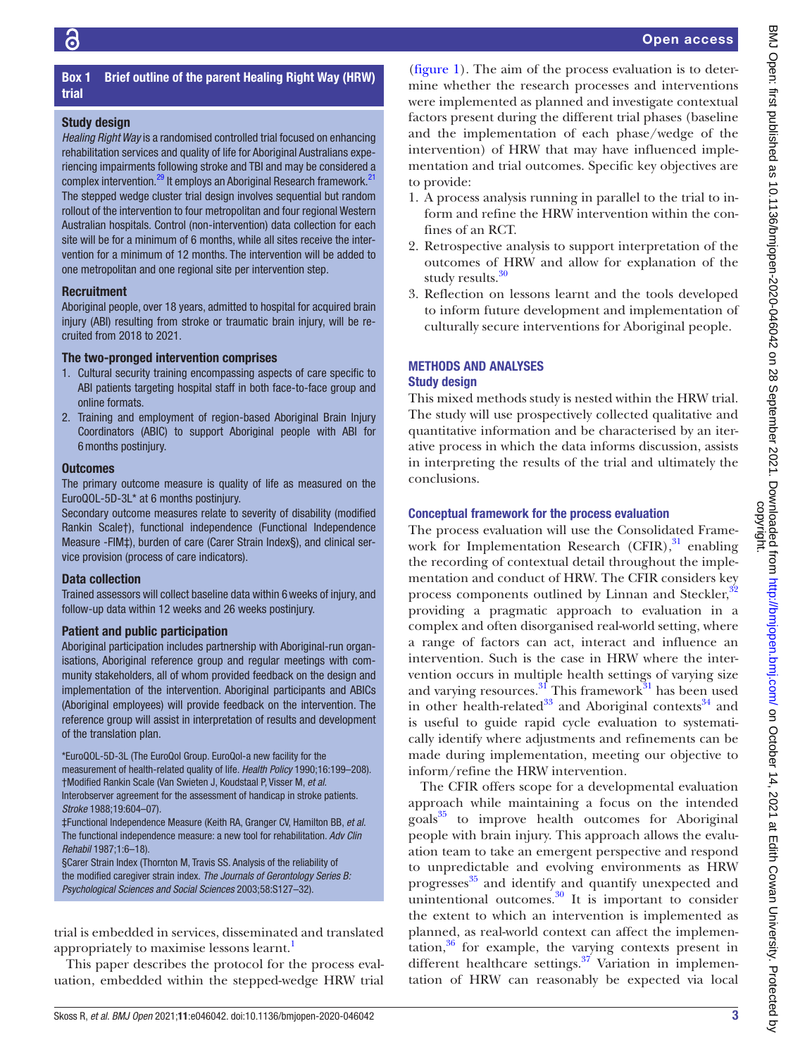**Box 1 Brief outline of the parent Healing Right Way (HRW) trial**

**Study design**

*Healing Right Way* is a randomised controlled trial focused on enhancing rehabilitation services and quality of life for Aboriginal Australians experiencing impairments following stroke and TBI and may be considered a complex intervention.[29] It employs an Aboriginal Research framework.[21] The stepped wedge cluster trial design involves sequential but random rollout of the intervention to four metropolitan and four regional Western Australian hospitals. Control (non-intervention) data collection for each site will be for a minimum of 6 months, while all sites receive the intervention for a minimum of 12 months. The intervention will be added to one metropolitan and one regional site per intervention step.

**Recruitment**

Aboriginal people, over 18 years, admitted to hospital for acquired brain injury (ABI) resulting from stroke or traumatic brain injury, will be recruited from 2018 to 2021.

**The two-pronged intervention comprises**

1. Cultural security training encompassing aspects of care specific to ABI patients targeting hospital staff in both face-to-face group and online formats.
2. Training and employment of region-based Aboriginal Brain Injury Coordinators (ABIC) to support Aboriginal people with ABI for 6 months postinjury.

**Outcomes**

The primary outcome measure is quality of life as measured on the EuroQOL-5D-3L* at 6 months postinjury.

Secondary outcome measures relate to severity of disability (modified Rankin Scale†), functional independence (Functional Independence Measure -FIM‡), burden of care (Carer Strain Index§), and clinical service provision (process of care indicators).

**Data collection**

Trained assessors will collect baseline data within 6 weeks of injury, and follow-up data within 12 weeks and 26 weeks postinjury.

**Patient and public participation**

Aboriginal participation includes partnership with Aboriginal-run organisations, Aboriginal reference group and regular meetings with community stakeholders, all of whom provided feedback on the design and implementation of the intervention. Aboriginal participants and ABICs (Aboriginal employees) will provide feedback on the intervention. The reference group will assist in interpretation of results and development of the translation plan.

*EuroQOL-5D-3L (The EuroQol Group. EuroQol-a new facility for the measurement of health-related quality of life. *Health Policy* 1990;16:199–208).
†Modified Rankin Scale (Van Swieten J, Koudstaal P, Visser M, *et al.* Interobserver agreement for the assessment of handicap in stroke patients. *Stroke* 1988;19:604–07).
‡Functional Independence Measure (Keith RA, Granger CV, Hamilton BB, *et al.* The functional independence measure: a new tool for rehabilitation. *Adv Clin Rehabil* 1987;1:6–18).
§Carer Strain Index (Thornton M, Travis SS. Analysis of the reliability of the modified caregiver strain index. *The Journals of Gerontology Series B: Psychological Sciences and Social Sciences* 2003;58:S127–32).

trial is embedded in services, disseminated and translated appropriately to maximise lessons learnt.[1]

This paper describes the protocol for the process evaluation, embedded within the stepped-wedge HRW trial (figure 1). The aim of the process evaluation is to determine whether the research processes and interventions were implemented as planned and investigate contextual factors present during the different trial phases (baseline and the implementation of each phase/wedge of the intervention) of HRW that may have influenced implementation and trial outcomes. Specific key objectives are to provide:

1. A process analysis running in parallel to the trial to inform and refine the HRW intervention within the confines of an RCT.
2. Retrospective analysis to support interpretation of the outcomes of HRW and allow for explanation of the study results.[30]
3. Reflection on lessons learnt and the tools developed to inform future development and implementation of culturally secure interventions for Aboriginal people.

## METHODS AND ANALYSES

### Study design

This mixed methods study is nested within the HRW trial. The study will use prospectively collected qualitative and quantitative information and be characterised by an iterative process in which the data informs discussion, assists in interpreting the results of the trial and ultimately the conclusions.

### Conceptual framework for the process evaluation

The process evaluation will use the Consolidated Framework for Implementation Research (CFIR),[31] enabling the recording of contextual detail throughout the implementation and conduct of HRW. The CFIR considers key process components outlined by Linnan and Steckler,[32] providing a pragmatic approach to evaluation in a complex and often disorganised real-world setting, where a range of factors can act, interact and influence an intervention. Such is the case in HRW where the intervention occurs in multiple health settings of varying size and varying resources.[31] This framework[31] has been used in other health-related[33] and Aboriginal contexts[34] and is useful to guide rapid cycle evaluation to systematically identify where adjustments and refinements can be made during implementation, meeting our objective to inform/refine the HRW intervention.

The CFIR offers scope for a developmental evaluation approach while maintaining a focus on the intended goals[35] to improve health outcomes for Aboriginal people with brain injury. This approach allows the evaluation team to take an emergent perspective and respond to unpredictable and evolving environments as HRW progresses[35] and identify and quantify unexpected and unintentional outcomes.[30] It is important to consider the extent to which an intervention is implemented as planned, as real-world context can affect the implementation,[36] for example, the varying contexts present in different healthcare settings.[37] Variation in implementation of HRW can reasonably be expected via local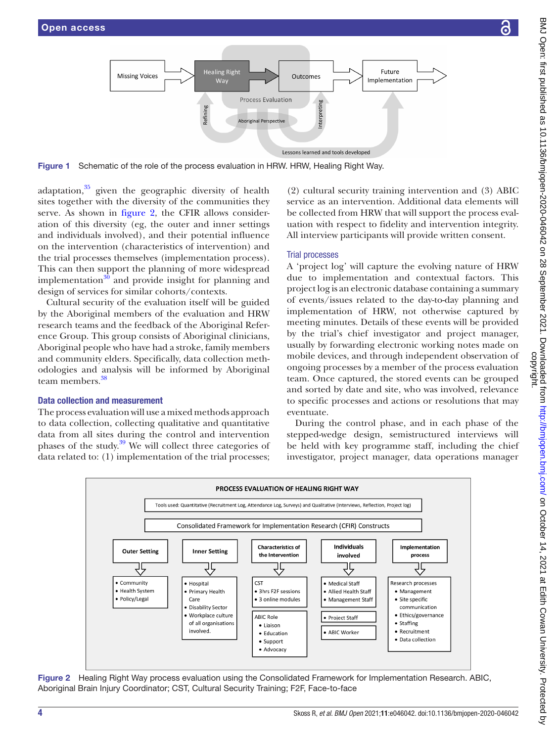Figure 1 Schematic of the role of the process evaluation in HRW. HRW, Healing Right Way.

adaptation,[35] given the geographic diversity of health sites together with the diversity of the communities they serve. As shown in figure 2, the CFIR allows consideration of this diversity (eg, the outer and inner settings and individuals involved), and their potential influence on the intervention (characteristics of intervention) and the trial processes themselves (implementation process). This can then support the planning of more widespread implementation[30] and provide insight for planning and design of services for similar cohorts/contexts.

Cultural security of the evaluation itself will be guided by the Aboriginal members of the evaluation and HRW research teams and the feedback of the Aboriginal Reference Group. This group consists of Aboriginal clinicians, Aboriginal people who have had a stroke, family members and community elders. Specifically, data collection methodologies and analysis will be informed by Aboriginal team members.[38]

### Data collection and measurement

The process evaluation will use a mixed methods approach to data collection, collecting qualitative and quantitative data from all sites during the control and intervention phases of the study.[39] We will collect three categories of data related to: (1) implementation of the trial processes; (2) cultural security training intervention and (3) ABIC service as an intervention. Additional data elements will be collected from HRW that will support the process evaluation with respect to fidelity and intervention integrity. All interview participants will provide written consent.

#### Trial processes

A 'project log' will capture the evolving nature of HRW due to implementation and contextual factors. This project log is an electronic database containing a summary of events/issues related to the day-to-day planning and implementation of HRW, not otherwise captured by meeting minutes. Details of these events will be provided by the trial's chief investigator and project manager, usually by forwarding electronic working notes made on mobile devices, and through independent observation of ongoing processes by a member of the process evaluation team. Once captured, the stored events can be grouped and sorted by date and site, who was involved, relevance to specific processes and actions or resolutions that may eventuate.

During the control phase, and in each phase of the stepped-wedge design, semistructured interviews will be held with key programme staff, including the chief investigator, project manager, data operations manager

Figure 2 Healing Right Way process evaluation using the Consolidated Framework for Implementation Research. ABIC, Aboriginal Brain Injury Coordinator; CST, Cultural Security Training; F2F, Face-to-face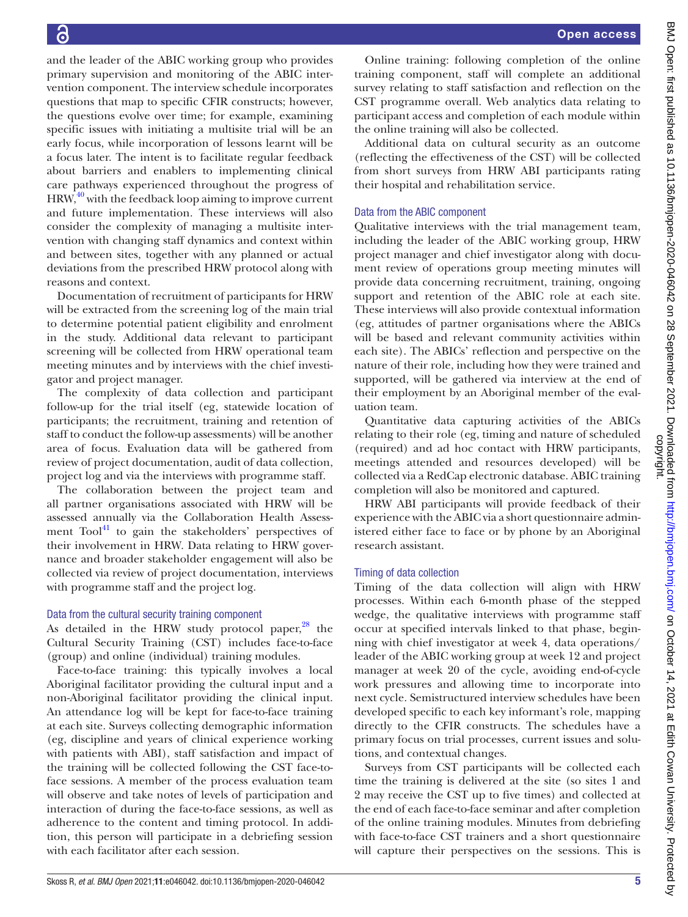and the leader of the ABIC working group who provides primary supervision and monitoring of the ABIC intervention component. The interview schedule incorporates questions that map to specific CFIR constructs; however, the questions evolve over time; for example, examining specific issues with initiating a multisite trial will be an early focus, while incorporation of lessons learnt will be a focus later. The intent is to facilitate regular feedback about barriers and enablers to implementing clinical care pathways experienced throughout the progress of HRW,[40] with the feedback loop aiming to improve current and future implementation. These interviews will also consider the complexity of managing a multisite intervention with changing staff dynamics and context within and between sites, together with any planned or actual deviations from the prescribed HRW protocol along with reasons and context.

Documentation of recruitment of participants for HRW will be extracted from the screening log of the main trial to determine potential patient eligibility and enrolment in the study. Additional data relevant to participant screening will be collected from HRW operational team meeting minutes and by interviews with the chief investigator and project manager.

The complexity of data collection and participant follow-up for the trial itself (eg, statewide location of participants; the recruitment, training and retention of staff to conduct the follow-up assessments) will be another area of focus. Evaluation data will be gathered from review of project documentation, audit of data collection, project log and via the interviews with programme staff.

The collaboration between the project team and all partner organisations associated with HRW will be assessed annually via the Collaboration Health Assessment Tool[41] to gain the stakeholders' perspectives of their involvement in HRW. Data relating to HRW governance and broader stakeholder engagement will also be collected via review of project documentation, interviews with programme staff and the project log.

### Data from the cultural security training component

As detailed in the HRW study protocol paper,[28] the Cultural Security Training (CST) includes face-to-face (group) and online (individual) training modules.

Face-to-face training: this typically involves a local Aboriginal facilitator providing the cultural input and a non-Aboriginal facilitator providing the clinical input. An attendance log will be kept for face-to-face training at each site. Surveys collecting demographic information (eg, discipline and years of clinical experience working with patients with ABI), staff satisfaction and impact of the training will be collected following the CST face-to-face sessions. A member of the process evaluation team will observe and take notes of levels of participation and interaction of during the face-to-face sessions, as well as adherence to the content and timing protocol. In addition, this person will participate in a debriefing session with each facilitator after each session.

Online training: following completion of the online training component, staff will complete an additional survey relating to staff satisfaction and reflection on the CST programme overall. Web analytics data relating to participant access and completion of each module within the online training will also be collected.

Additional data on cultural security as an outcome (reflecting the effectiveness of the CST) will be collected from short surveys from HRW ABI participants rating their hospital and rehabilitation service.

### Data from the ABIC component

Qualitative interviews with the trial management team, including the leader of the ABIC working group, HRW project manager and chief investigator along with document review of operations group meeting minutes will provide data concerning recruitment, training, ongoing support and retention of the ABIC role at each site. These interviews will also provide contextual information (eg, attitudes of partner organisations where the ABICs will be based and relevant community activities within each site). The ABICs' reflection and perspective on the nature of their role, including how they were trained and supported, will be gathered via interview at the end of their employment by an Aboriginal member of the evaluation team.

Quantitative data capturing activities of the ABICs relating to their role (eg, timing and nature of scheduled (required) and ad hoc contact with HRW participants, meetings attended and resources developed) will be collected via a RedCap electronic database. ABIC training completion will also be monitored and captured.

HRW ABI participants will provide feedback of their experience with the ABIC via a short questionnaire administered either face to face or by phone by an Aboriginal research assistant.

### Timing of data collection

Timing of the data collection will align with HRW processes. Within each 6-month phase of the stepped wedge, the qualitative interviews with programme staff occur at specified intervals linked to that phase, beginning with chief investigator at week 4, data operations/leader of the ABIC working group at week 12 and project manager at week 20 of the cycle, avoiding end-of-cycle work pressures and allowing time to incorporate into next cycle. Semistructured interview schedules have been developed specific to each key informant's role, mapping directly to the CFIR constructs. The schedules have a primary focus on trial processes, current issues and solutions, and contextual changes.

Surveys from CST participants will be collected each time the training is delivered at the site (so sites 1 and 2 may receive the CST up to five times) and collected at the end of each face-to-face seminar and after completion of the online training modules. Minutes from debriefing with face-to-face CST trainers and a short questionnaire will capture their perspectives on the sessions. This is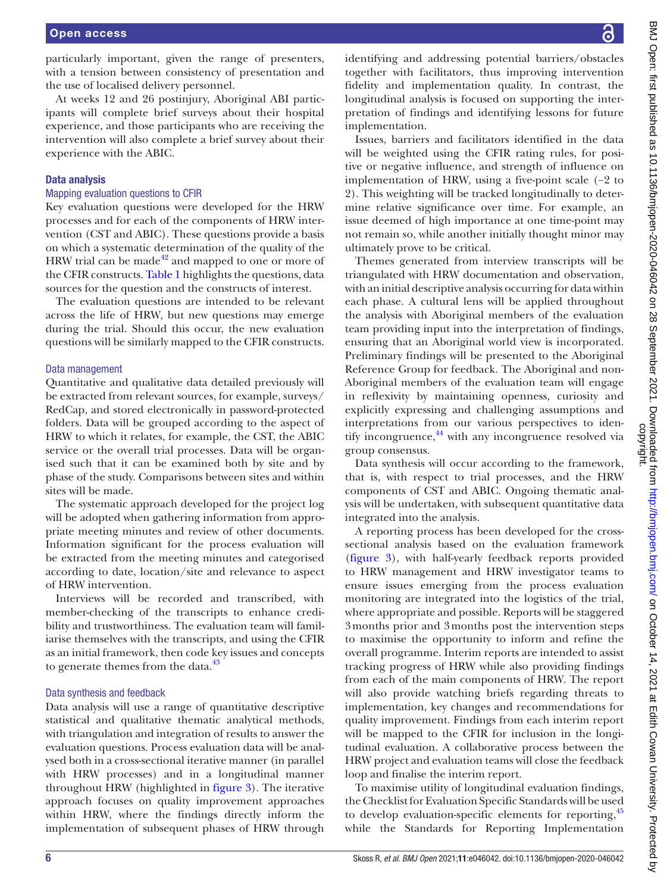particularly important, given the range of presenters, with a tension between consistency of presentation and the use of localised delivery personnel.

At weeks 12 and 26 postinjury, Aboriginal ABI participants will complete brief surveys about their hospital experience, and those participants who are receiving the intervention will also complete a brief survey about their experience with the ABIC.

### Data analysis

#### Mapping evaluation questions to CFIR

Key evaluation questions were developed for the HRW processes and for each of the components of HRW intervention (CST and ABIC). These questions provide a basis on which a systematic determination of the quality of the HRW trial can be made[42] and mapped to one or more of the CFIR constructs. Table 1 highlights the questions, data sources for the question and the constructs of interest.

The evaluation questions are intended to be relevant across the life of HRW, but new questions may emerge during the trial. Should this occur, the new evaluation questions will be similarly mapped to the CFIR constructs.

#### Data management

Quantitative and qualitative data detailed previously will be extracted from relevant sources, for example, surveys/RedCap, and stored electronically in password-protected folders. Data will be grouped according to the aspect of HRW to which it relates, for example, the CST, the ABIC service or the overall trial processes. Data will be organised such that it can be examined both by site and by phase of the study. Comparisons between sites and within sites will be made.

The systematic approach developed for the project log will be adopted when gathering information from appropriate meeting minutes and review of other documents. Information significant for the process evaluation will be extracted from the meeting minutes and categorised according to date, location/site and relevance to aspect of HRW intervention.

Interviews will be recorded and transcribed, with member-checking of the transcripts to enhance credibility and trustworthiness. The evaluation team will familiarise themselves with the transcripts, and using the CFIR as an initial framework, then code key issues and concepts to generate themes from the data.[43]

#### Data synthesis and feedback

Data analysis will use a range of quantitative descriptive statistical and qualitative thematic analytical methods, with triangulation and integration of results to answer the evaluation questions. Process evaluation data will be analysed both in a cross-sectional iterative manner (in parallel with HRW processes) and in a longitudinal manner throughout HRW (highlighted in figure 3). The iterative approach focuses on quality improvement approaches within HRW, where the findings directly inform the implementation of subsequent phases of HRW through identifying and addressing potential barriers/obstacles together with facilitators, thus improving intervention fidelity and implementation quality. In contrast, the longitudinal analysis is focused on supporting the interpretation of findings and identifying lessons for future implementation.

Issues, barriers and facilitators identified in the data will be weighted using the CFIR rating rules, for positive or negative influence, and strength of influence on implementation of HRW, using a five-point scale (−2 to 2). This weighting will be tracked longitudinally to determine relative significance over time. For example, an issue deemed of high importance at one time-point may not remain so, while another initially thought minor may ultimately prove to be critical.

Themes generated from interview transcripts will be triangulated with HRW documentation and observation, with an initial descriptive analysis occurring for data within each phase. A cultural lens will be applied throughout the analysis with Aboriginal members of the evaluation team providing input into the interpretation of findings, ensuring that an Aboriginal world view is incorporated. Preliminary findings will be presented to the Aboriginal Reference Group for feedback. The Aboriginal and non-Aboriginal members of the evaluation team will engage in reflexivity by maintaining openness, curiosity and explicitly expressing and challenging assumptions and interpretations from our various perspectives to identify incongruence,[44] with any incongruence resolved via group consensus.

Data synthesis will occur according to the framework, that is, with respect to trial processes, and the HRW components of CST and ABIC. Ongoing thematic analysis will be undertaken, with subsequent quantitative data integrated into the analysis.

A reporting process has been developed for the cross-sectional analysis based on the evaluation framework (figure 3), with half-yearly feedback reports provided to HRW management and HRW investigator teams to ensure issues emerging from the process evaluation monitoring are integrated into the logistics of the trial, where appropriate and possible. Reports will be staggered 3 months prior and 3 months post the intervention steps to maximise the opportunity to inform and refine the overall programme. Interim reports are intended to assist tracking progress of HRW while also providing findings from each of the main components of HRW. The report will also provide watching briefs regarding threats to implementation, key changes and recommendations for quality improvement. Findings from each interim report will be mapped to the CFIR for inclusion in the longitudinal evaluation. A collaborative process between the HRW project and evaluation teams will close the feedback loop and finalise the interim report.

To maximise utility of longitudinal evaluation findings, the Checklist for Evaluation Specific Standards will be used to develop evaluation-specific elements for reporting,[45] while the Standards for Reporting Implementation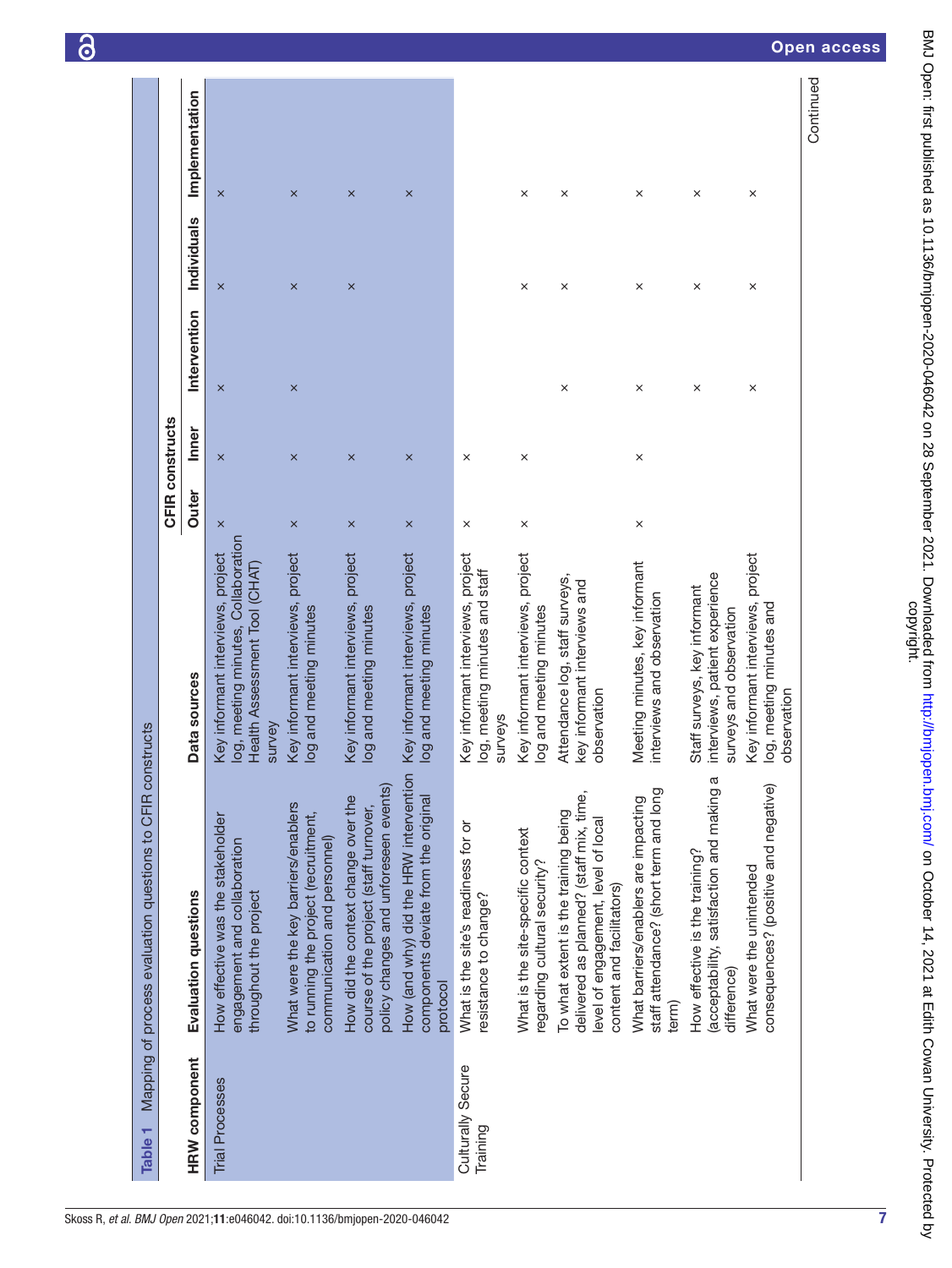**Table 1** Mapping of process evaluation questions to CFIR constructs

| HRW component | Evaluation questions | Data sources | CFIR constructs | | | | |
|---|---|---|---|---|---|---|---|
| | | | Outer | Inner | Intervention | Individuals | Implementation |
| Trial Processes | How effective was the stakeholder engagement and collaboration throughout the project | Key informant interviews, project log, meeting minutes, Collaboration Health Assessment Tool (CHAT) survey | × | × | × | × | × |
| | What were the key barriers/enablers to running the project (recruitment, communication and personnel) | Key informant interviews, project log and meeting minutes | × | × | × | × | × |
| | How did the context change over the course of the project (staff turnover, policy changes and unforeseen events) | Key informant interviews, project log and meeting minutes | × | × | | × | × |
| | How (and why) did the HRW intervention components deviate from the original protocol | Key informant interviews, project log and meeting minutes | × | × | | | × |
| Culturally Secure Training | What is the site's readiness for or resistance to change? | Key informant interviews, project log, meeting minutes and staff surveys | × | × | | | |
| | What is the site-specific context regarding cultural security? | Key informant interviews, project log and meeting minutes | × | × | | × | × |
| | To what extent is the training being delivered as planned? (staff mix, time, level of engagement, level of local content and facilitators) | Attendance log, staff surveys, key informant interviews and observation | | | × | × | × |
| | What barriers/enablers are impacting staff attendance? (short term and long term) | Meeting minutes, key informant interviews and observation | × | × | × | × | × |
| | How effective is the training? (acceptability, satisfaction and making a difference) | Staff surveys, key informant interviews, patient experience surveys and observation | | | × | × | × |
| | What were the unintended consequences? (positive and negative) | Key informant interviews, project log, meeting minutes and observation | | | × | × | × |

Continued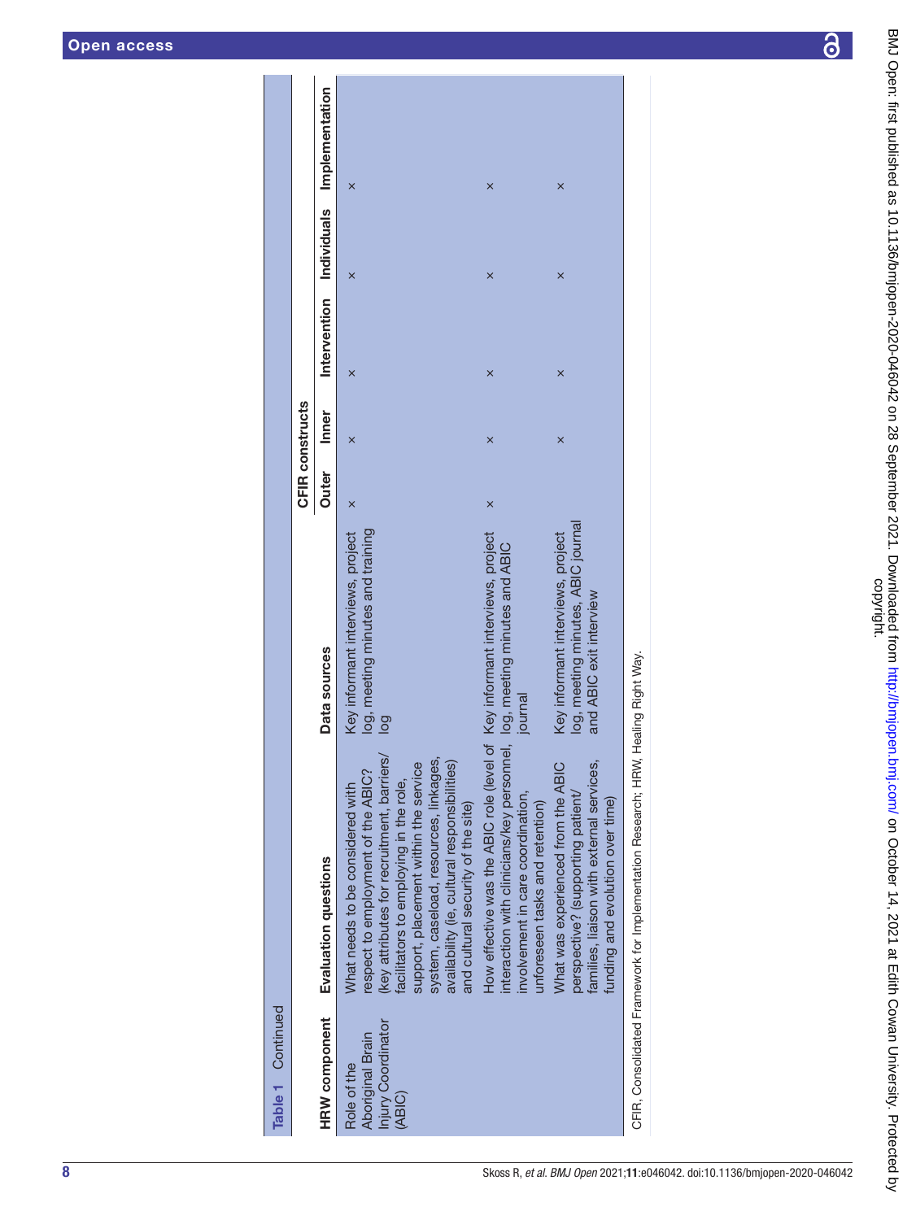**Table 1** Continued

| HRW component | Evaluation questions | Data sources | CFIR constructs | | | | |
|---|---|---|---|---|---|---|---|
| | | | Outer | Inner | Intervention | Individuals | Implementation |
| Role of the Aboriginal Brain Injury Coordinator (ABIC) | What needs to be considered with respect to employment of the ABIC? (key attributes for recruitment, barriers/facilitators to employing in the role, support, placement within the service system, caseload, resources, linkages, availability (ie, cultural responsibilities) and cultural security of the site) | Key informant interviews, project log, meeting minutes and training log | × | × | × | × | × |
| | How effective was the ABIC role (level of interaction with clinicians/key personnel, involvement in care coordination, unforeseen tasks and retention) | Key informant interviews, project log, meeting minutes and ABIC journal | × | × | × | × | × |
| | What was experienced from the ABIC perspective? (supporting patient/families, liaison with external services, funding and evolution over time) | Key informant interviews, project log, meeting minutes, ABIC journal and ABIC exit interview | | × | × | × | × |

CFIR, Consolidated Framework for Implementation Research; HRW, Healing Right Way.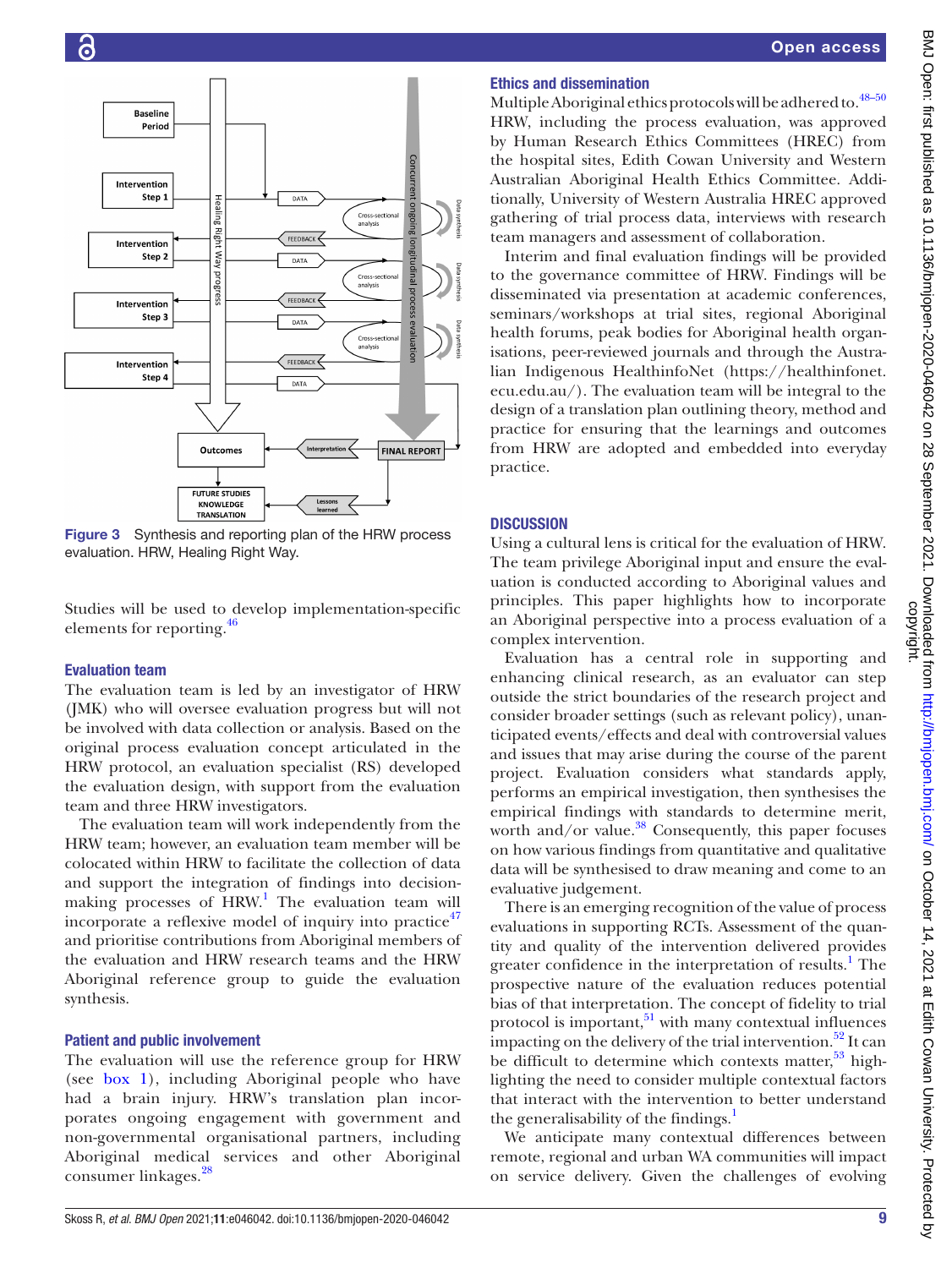Figure 3 Synthesis and reporting plan of the HRW process evaluation. HRW, Healing Right Way.

Studies will be used to develop implementation-specific elements for reporting.[46]

### Evaluation team

The evaluation team is led by an investigator of HRW (JMK) who will oversee evaluation progress but will not be involved with data collection or analysis. Based on the original process evaluation concept articulated in the HRW protocol, an evaluation specialist (RS) developed the evaluation design, with support from the evaluation team and three HRW investigators.

The evaluation team will work independently from the HRW team; however, an evaluation team member will be colocated within HRW to facilitate the collection of data and support the integration of findings into decision-making processes of HRW.[1] The evaluation team will incorporate a reflexive model of inquiry into practice[47] and prioritise contributions from Aboriginal members of the evaluation and HRW research teams and the HRW Aboriginal reference group to guide the evaluation synthesis.

### Patient and public involvement

The evaluation will use the reference group for HRW (see box 1), including Aboriginal people who have had a brain injury. HRW's translation plan incorporates ongoing engagement with government and non-governmental organisational partners, including Aboriginal medical services and other Aboriginal consumer linkages.[28]

### Ethics and dissemination

Multiple Aboriginal ethics protocols will be adhered to.[48–50] HRW, including the process evaluation, was approved by Human Research Ethics Committees (HREC) from the hospital sites, Edith Cowan University and Western Australian Aboriginal Health Ethics Committee. Additionally, University of Western Australia HREC approved gathering of trial process data, interviews with research team managers and assessment of collaboration.

Interim and final evaluation findings will be provided to the governance committee of HRW. Findings will be disseminated via presentation at academic conferences, seminars/workshops at trial sites, regional Aboriginal health forums, peak bodies for Aboriginal health organisations, peer-reviewed journals and through the Australian Indigenous HealthinfoNet (https://healthinfonet.ecu.edu.au/). The evaluation team will be integral to the design of a translation plan outlining theory, method and practice for ensuring that the learnings and outcomes from HRW are adopted and embedded into everyday practice.

## DISCUSSION

Using a cultural lens is critical for the evaluation of HRW. The team privilege Aboriginal input and ensure the evaluation is conducted according to Aboriginal values and principles. This paper highlights how to incorporate an Aboriginal perspective into a process evaluation of a complex intervention.

Evaluation has a central role in supporting and enhancing clinical research, as an evaluator can step outside the strict boundaries of the research project and consider broader settings (such as relevant policy), unanticipated events/effects and deal with controversial values and issues that may arise during the course of the parent project. Evaluation considers what standards apply, performs an empirical investigation, then synthesises the empirical findings with standards to determine merit, worth and/or value.[38] Consequently, this paper focuses on how various findings from quantitative and qualitative data will be synthesised to draw meaning and come to an evaluative judgement.

There is an emerging recognition of the value of process evaluations in supporting RCTs. Assessment of the quantity and quality of the intervention delivered provides greater confidence in the interpretation of results.[1] The prospective nature of the evaluation reduces potential bias of that interpretation. The concept of fidelity to trial protocol is important,[51] with many contextual influences impacting on the delivery of the trial intervention.[52] It can be difficult to determine which contexts matter,[53] highlighting the need to consider multiple contextual factors that interact with the intervention to better understand the generalisability of the findings.[1]

We anticipate many contextual differences between remote, regional and urban WA communities will impact on service delivery. Given the challenges of evolving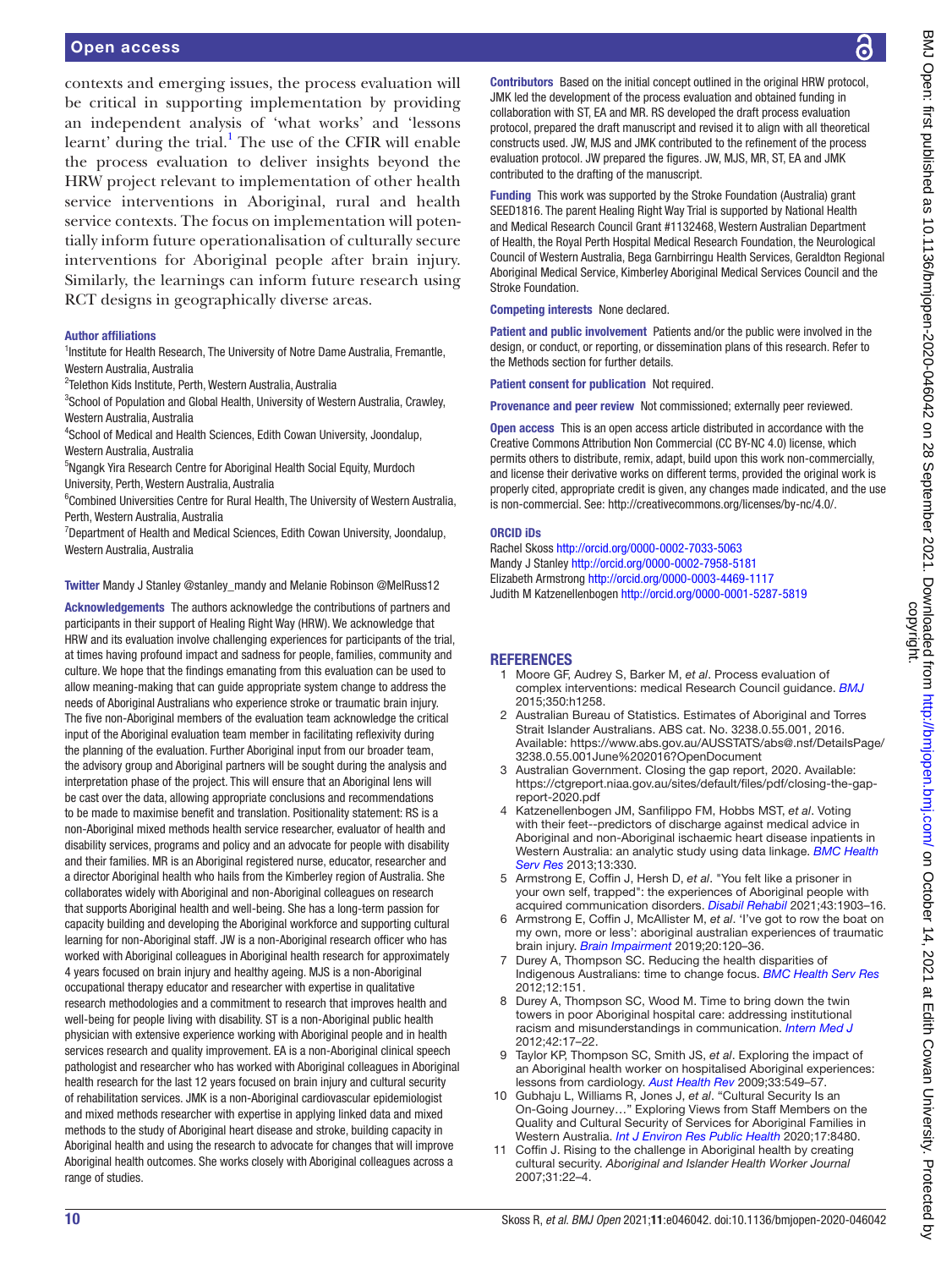contexts and emerging issues, the process evaluation will be critical in supporting implementation by providing an independent analysis of 'what works' and 'lessons learnt' during the trial.[1] The use of the CFIR will enable the process evaluation to deliver insights beyond the HRW project relevant to implementation of other health service interventions in Aboriginal, rural and health service contexts. The focus on implementation will potentially inform future operationalisation of culturally secure interventions for Aboriginal people after brain injury. Similarly, the learnings can inform future research using RCT designs in geographically diverse areas.

**Author affiliations**

[1]Institute for Health Research, The University of Notre Dame Australia, Fremantle, Western Australia, Australia

[2]Telethon Kids Institute, Perth, Western Australia, Australia

[3]School of Population and Global Health, University of Western Australia, Crawley, Western Australia, Australia

[4]School of Medical and Health Sciences, Edith Cowan University, Joondalup, Western Australia, Australia

[5]Ngangk Yira Research Centre for Aboriginal Health Social Equity, Murdoch University, Perth, Western Australia, Australia

[6]Combined Universities Centre for Rural Health, The University of Western Australia, Perth, Western Australia, Australia

[7]Department of Health and Medical Sciences, Edith Cowan University, Joondalup, Western Australia, Australia

**Twitter** Mandy J Stanley @stanley_mandy and Melanie Robinson @MelRuss12

**Acknowledgements** The authors acknowledge the contributions of partners and participants in their support of Healing Right Way (HRW). We acknowledge that HRW and its evaluation involve challenging experiences for participants of the trial, at times having profound impact and sadness for people, families, community and culture. We hope that the findings emanating from this evaluation can be used to allow meaning-making that can guide appropriate system change to address the needs of Aboriginal Australians who experience stroke or traumatic brain injury. The five non-Aboriginal members of the evaluation team acknowledge the critical input of the Aboriginal evaluation team member in facilitating reflexivity during the planning of the evaluation. Further Aboriginal input from our broader team, the advisory group and Aboriginal partners will be sought during the analysis and interpretation phase of the project. This will ensure that an Aboriginal lens will be cast over the data, allowing appropriate conclusions and recommendations to be made to maximise benefit and translation. Positionality statement: RS is a non-Aboriginal mixed methods health service researcher, evaluator of health and disability services, programs and policy and an advocate for people with disability and their families. MR is an Aboriginal registered nurse, educator, researcher and a director Aboriginal health who hails from the Kimberley region of Australia. She collaborates widely with Aboriginal and non-Aboriginal colleagues on research that supports Aboriginal health and well-being. She has a long-term passion for capacity building and developing the Aboriginal workforce and supporting cultural learning for non-Aboriginal staff. JW is a non-Aboriginal research officer who has worked with Aboriginal colleagues in Aboriginal health research for approximately 4 years focused on brain injury and healthy ageing. MJS is a non-Aboriginal occupational therapy educator and researcher with expertise in qualitative research methodologies and a commitment to research that improves health and well-being for people living with disability. ST is a non-Aboriginal public health physician with extensive experience working with Aboriginal people and in health services research and quality improvement. EA is a non-Aboriginal clinical speech pathologist and researcher who has worked with Aboriginal colleagues in Aboriginal health research for the last 12 years focused on brain injury and cultural security of rehabilitation services. JMK is a non-Aboriginal cardiovascular epidemiologist and mixed methods researcher with expertise in applying linked data and mixed methods to the study of Aboriginal heart disease and stroke, building capacity in Aboriginal health and using the research to advocate for changes that will improve Aboriginal health outcomes. She works closely with Aboriginal colleagues across a range of studies.

**Contributors** Based on the initial concept outlined in the original HRW protocol, JMK led the development of the process evaluation and obtained funding in collaboration with ST, EA and MR. RS developed the draft process evaluation protocol, prepared the draft manuscript and revised it to align with all theoretical constructs used. JW, MJS and JMK contributed to the refinement of the process evaluation protocol. JW prepared the figures. JW, MJS, MR, ST, EA and JMK contributed to the drafting of the manuscript.

**Funding** This work was supported by the Stroke Foundation (Australia) grant SEED1816. The parent Healing Right Way Trial is supported by National Health and Medical Research Council Grant #1132468, Western Australian Department of Health, the Royal Perth Hospital Medical Research Foundation, the Neurological Council of Western Australia, Bega Garnbirringu Health Services, Geraldton Regional Aboriginal Medical Service, Kimberley Aboriginal Medical Services Council and the Stroke Foundation.

**Competing interests** None declared.

**Patient and public involvement** Patients and/or the public were involved in the design, or conduct, or reporting, or dissemination plans of this research. Refer to the Methods section for further details.

**Patient consent for publication** Not required.

**Provenance and peer review** Not commissioned; externally peer reviewed.

**Open access** This is an open access article distributed in accordance with the Creative Commons Attribution Non Commercial (CC BY-NC 4.0) license, which permits others to distribute, remix, adapt, build upon this work non-commercially, and license their derivative works on different terms, provided the original work is properly cited, appropriate credit is given, any changes made indicated, and the use is non-commercial. See: http://creativecommons.org/licenses/by-nc/4.0/.

**ORCID iDs**

Rachel Skoss http://orcid.org/0000-0002-7033-5063
Mandy J Stanley http://orcid.org/0000-0002-7958-5181
Elizabeth Armstrong http://orcid.org/0000-0003-4469-1117
Judith M Katzenellenbogen http://orcid.org/0000-0001-5287-5819

## REFERENCES

1. Moore GF, Audrey S, Barker M, *et al*. Process evaluation of complex interventions: medical Research Council guidance. *BMJ* 2015;350:h1258.
2. Australian Bureau of Statistics. Estimates of Aboriginal and Torres Strait Islander Australians. ABS cat. No. 3238.0.55.001, 2016. Available: https://www.abs.gov.au/AUSSTATS/abs@.nsf/DetailsPage/3238.0.55.001June%202016?OpenDocument
3. Australian Government. Closing the gap report, 2020. Available: https://ctgreport.niaa.gov.au/sites/default/files/pdf/closing-the-gap-report-2020.pdf
4. Katzenellenbogen JM, Sanfilippo FM, Hobbs MST, *et al*. Voting with their feet--predictors of discharge against medical advice in Aboriginal and non-Aboriginal ischaemic heart disease inpatients in Western Australia: an analytic study using data linkage. *BMC Health Serv Res* 2013;13:330.
5. Armstrong E, Coffin J, Hersh D, *et al*. "You felt like a prisoner in your own self, trapped": the experiences of Aboriginal people with acquired communication disorders. *Disabil Rehabil* 2021;43:1903–16.
6. Armstrong E, Coffin J, McAllister M, *et al*. 'I've got to row the boat on my own, more or less': aboriginal australian experiences of traumatic brain injury. *Brain Impairment* 2019;20:120–36.
7. Durey A, Thompson SC. Reducing the health disparities of Indigenous Australians: time to change focus. *BMC Health Serv Res* 2012;12:151.
8. Durey A, Thompson SC, Wood M. Time to bring down the twin towers in poor Aboriginal hospital care: addressing institutional racism and misunderstandings in communication. *Intern Med J* 2012;42:17–22.
9. Taylor KP, Thompson SC, Smith JS, *et al*. Exploring the impact of an Aboriginal health worker on hospitalised Aboriginal experiences: lessons from cardiology. *Aust Health Rev* 2009;33:549–57.
10. Gubhaju L, Williams R, Jones J, *et al*. "Cultural Security Is an On-Going Journey…" Exploring Views from Staff Members on the Quality and Cultural Security of Services for Aboriginal Families in Western Australia. *Int J Environ Res Public Health* 2020;17:8480.
11. Coffin J. Rising to the challenge in Aboriginal health by creating cultural security. *Aboriginal and Islander Health Worker Journal* 2007;31:22–4.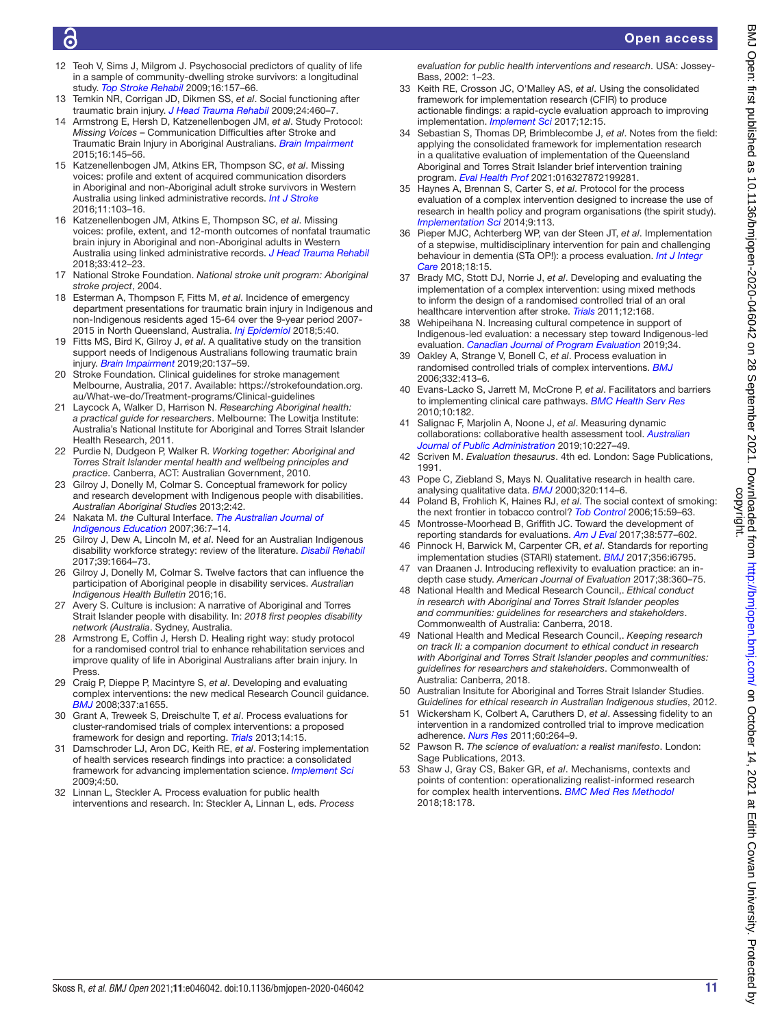12 Teoh V, Sims J, Milgrom J. Psychosocial predictors of quality of life in a sample of community-dwelling stroke survivors: a longitudinal study. *Top Stroke Rehabil* 2009;16:157–66.

13 Temkin NR, Corrigan JD, Dikmen SS, *et al*. Social functioning after traumatic brain injury. *J Head Trauma Rehabil* 2009;24:460–7.

14 Armstrong E, Hersh D, Katzenellenbogen JM, *et al*. Study Protocol: *Missing Voices* – Communication Difficulties after Stroke and Traumatic Brain Injury in Aboriginal Australians. *Brain Impairment* 2015;16:145–56.

15 Katzenellenbogen JM, Atkins ER, Thompson SC, *et al*. Missing voices: profile and extent of acquired communication disorders in Aboriginal and non-Aboriginal adult stroke survivors in Western Australia using linked administrative records. *Int J Stroke* 2016;11:103–16.

16 Katzenellenbogen JM, Atkins E, Thompson SC, *et al*. Missing voices: profile, extent, and 12-month outcomes of nonfatal traumatic brain injury in Aboriginal and non-Aboriginal adults in Western Australia using linked administrative records. *J Head Trauma Rehabil* 2018;33:412–23.

17 National Stroke Foundation. *National stroke unit program: Aboriginal stroke project*, 2004.

18 Esterman A, Thompson F, Fitts M, *et al*. Incidence of emergency department presentations for traumatic brain injury in Indigenous and non-Indigenous residents aged 15-64 over the 9-year period 2007-2015 in North Queensland, Australia. *Inj Epidemiol* 2018;5:40.

19 Fitts MS, Bird K, Gilroy J, *et al*. A qualitative study on the transition support needs of Indigenous Australians following traumatic brain injury. *Brain Impairment* 2019;20:137–59.

20 Stroke Foundation. Clinical guidelines for stroke management Melbourne, Australia, 2017. Available: https://strokefoundation.org.au/What-we-do/Treatment-programs/Clinical-guidelines

21 Laycock A, Walker D, Harrison N. *Researching Aboriginal health: a practical guide for researchers*. Melbourne: The Lowitja Institute: Australia's National Institute for Aboriginal and Torres Strait Islander Health Research, 2011.

22 Purdie N, Dudgeon P, Walker R. *Working together: Aboriginal and Torres Strait Islander mental health and wellbeing principles and practice*. Canberra, ACT: Australian Government, 2010.

23 Gilroy J, Donelly M, Colmar S. Conceptual framework for policy and research development with Indigenous people with disabilities. *Australian Aboriginal Studies* 2013;2:42.

24 Nakata M. *the* Cultural Interface. *The Australian Journal of Indigenous Education* 2007;36:7–14.

25 Gilroy J, Dew A, Lincoln M, *et al*. Need for an Australian Indigenous disability workforce strategy: review of the literature. *Disabil Rehabil* 2017;39:1664–73.

26 Gilroy J, Donelly M, Colmar S. Twelve factors that can influence the participation of Aboriginal people in disability services. *Australian Indigenous Health Bulletin* 2016;16.

27 Avery S. Culture is inclusion: A narrative of Aboriginal and Torres Strait Islander people with disability. In: *2018 first peoples disability network (Australia*. Sydney, Australia.

28 Armstrong E, Coffin J, Hersh D. Healing right way: study protocol for a randomised control trial to enhance rehabilitation services and improve quality of life in Aboriginal Australians after brain injury. In Press.

29 Craig P, Dieppe P, Macintyre S, *et al*. Developing and evaluating complex interventions: the new medical Research Council guidance. *BMJ* 2008;337:a1655.

30 Grant A, Treweek S, Dreischulte T, *et al*. Process evaluations for cluster-randomised trials of complex interventions: a proposed framework for design and reporting. *Trials* 2013;14:15.

31 Damschroder LJ, Aron DC, Keith RE, *et al*. Fostering implementation of health services research findings into practice: a consolidated framework for advancing implementation science. *Implement Sci* 2009;4:50.

32 Linnan L, Steckler A. Process evaluation for public health interventions and research. In: Steckler A, Linnan L, eds. *Process evaluation for public health interventions and research*. USA: Jossey-Bass, 2002: 1–23.

33 Keith RE, Crosson JC, O'Malley AS, *et al*. Using the consolidated framework for implementation research (CFIR) to produce actionable findings: a rapid-cycle evaluation approach to improving implementation. *Implement Sci* 2017;12:15.

34 Sebastian S, Thomas DP, Brimblecombe J, *et al*. Notes from the field: applying the consolidated framework for implementation research in a qualitative evaluation of implementation of the Queensland Aboriginal and Torres Strait Islander brief intervention training program. *Eval Health Prof* 2021:016327872199281.

35 Haynes A, Brennan S, Carter S, *et al*. Protocol for the process evaluation of a complex intervention designed to increase the use of research in health policy and program organisations (the spirit study). *Implementation Sci* 2014;9:113.

36 Pieper MJC, Achterberg WP, van der Steen JT, *et al*. Implementation of a stepwise, multidisciplinary intervention for pain and challenging behaviour in dementia (STa OP!): a process evaluation. *Int J Integr Care* 2018;18:15.

37 Brady MC, Stott DJ, Norrie J, *et al*. Developing and evaluating the implementation of a complex intervention: using mixed methods to inform the design of a randomised controlled trial of an oral healthcare intervention after stroke. *Trials* 2011;12:168.

38 Wehipeihana N. Increasing cultural competence in support of Indigenous-led evaluation: a necessary step toward Indigenous-led evaluation. *Canadian Journal of Program Evaluation* 2019;34.

39 Oakley A, Strange V, Bonell C, *et al*. Process evaluation in randomised controlled trials of complex interventions. *BMJ* 2006;332:413–6.

40 Evans-Lacko S, Jarrett M, McCrone P, *et al*. Facilitators and barriers to implementing clinical care pathways. *BMC Health Serv Res* 2010;10:182.

41 Salignac F, Marjolin A, Noone J, *et al*. Measuring dynamic collaborations: collaborative health assessment tool. *Australian Journal of Public Administration* 2019;10:227–49.

42 Scriven M. *Evaluation thesaurus*. 4th ed. London: Sage Publications, 1991.

43 Pope C, Ziebland S, Mays N. Qualitative research in health care. analysing qualitative data. *BMJ* 2000;320:114–6.

44 Poland B, Frohlich K, Haines RJ, *et al*. The social context of smoking: the next frontier in tobacco control? *Tob Control* 2006;15:59–63.

45 Montrosse-Moorhead B, Griffith JC. Toward the development of reporting standards for evaluations. *Am J Eval* 2017;38:577–602.

46 Pinnock H, Barwick M, Carpenter CR, *et al*. Standards for reporting implementation studies (STARI) statement. *BMJ* 2017;356:i6795.

47 van Draanen J. Introducing reflexivity to evaluation practice: an in-depth case study. *American Journal of Evaluation* 2017;38:360–75.

48 National Health and Medical Research Council,. *Ethical conduct in research with Aboriginal and Torres Strait Islander peoples and communities: guidelines for researchers and stakeholders*. Commonwealth of Australia: Canberra, 2018.

49 National Health and Medical Research Council,. *Keeping research on track II: a companion document to ethical conduct in research with Aboriginal and Torres Strait Islander peoples and communities: guidelines for researchers and stakeholders*. Commonwealth of Australia: Canberra, 2018.

50 Australian Insitute for Aboriginal and Torres Strait Islander Studies. *Guidelines for ethical research in Australian Indigenous studies*, 2012.

51 Wickersham K, Colbert A, Caruthers D, *et al*. Assessing fidelity to an intervention in a randomized controlled trial to improve medication adherence. *Nurs Res* 2011;60:264–9.

52 Pawson R. *The science of evaluation: a realist manifesto*. London: Sage Publications, 2013.

53 Shaw J, Gray CS, Baker GR, *et al*. Mechanisms, contexts and points of contention: operationalizing realist-informed research for complex health interventions. *BMC Med Res Methodol* 2018;18:178.